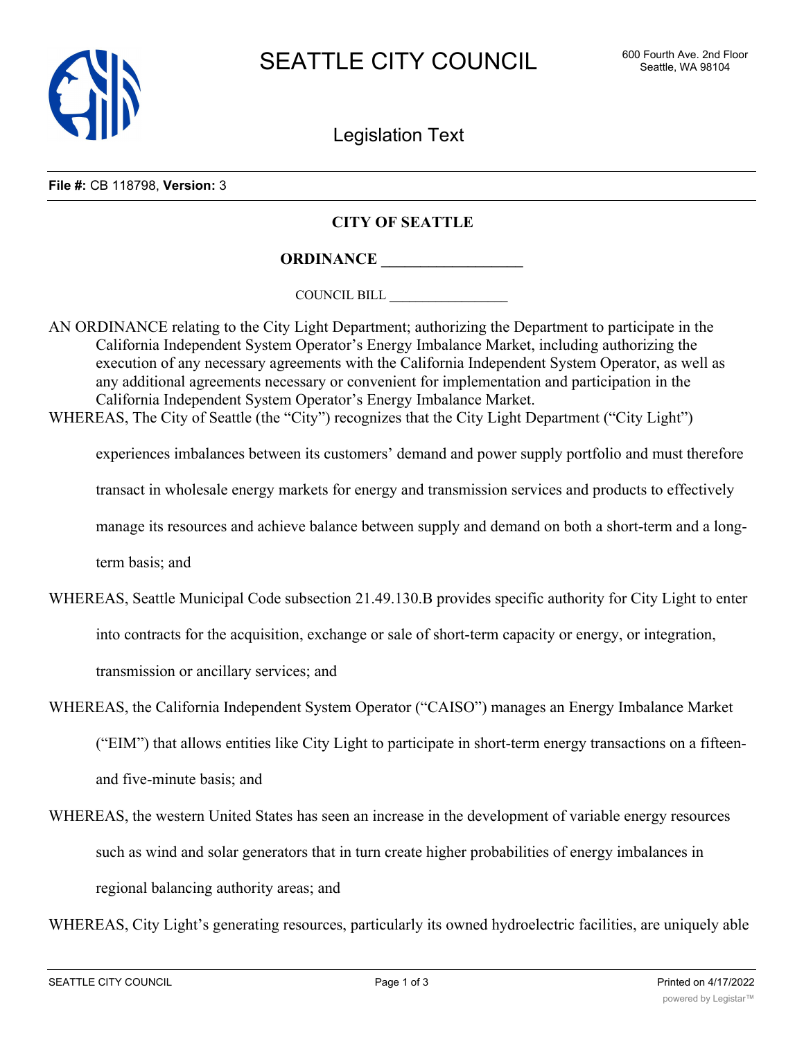SEATTLE CITY COUNCIL

600 Fourth Ave. 2nd Floor
Seattle, WA 98104

Legislation Text

**File #:** CB 118798, **Version:** 3

## CITY OF SEATTLE

## ORDINANCE __________________

COUNCIL BILL __________________

AN ORDINANCE relating to the City Light Department; authorizing the Department to participate in the California Independent System Operator's Energy Imbalance Market, including authorizing the execution of any necessary agreements with the California Independent System Operator, as well as any additional agreements necessary or convenient for implementation and participation in the California Independent System Operator's Energy Imbalance Market.

WHEREAS, The City of Seattle (the "City") recognizes that the City Light Department ("City Light") experiences imbalances between its customers' demand and power supply portfolio and must therefore transact in wholesale energy markets for energy and transmission services and products to effectively manage its resources and achieve balance between supply and demand on both a short-term and a long-term basis; and

WHEREAS, Seattle Municipal Code subsection 21.49.130.B provides specific authority for City Light to enter into contracts for the acquisition, exchange or sale of short-term capacity or energy, or integration, transmission or ancillary services; and

WHEREAS, the California Independent System Operator ("CAISO") manages an Energy Imbalance Market ("EIM") that allows entities like City Light to participate in short-term energy transactions on a fifteen- and five-minute basis; and

WHEREAS, the western United States has seen an increase in the development of variable energy resources such as wind and solar generators that in turn create higher probabilities of energy imbalances in regional balancing authority areas; and

WHEREAS, City Light's generating resources, particularly its owned hydroelectric facilities, are uniquely able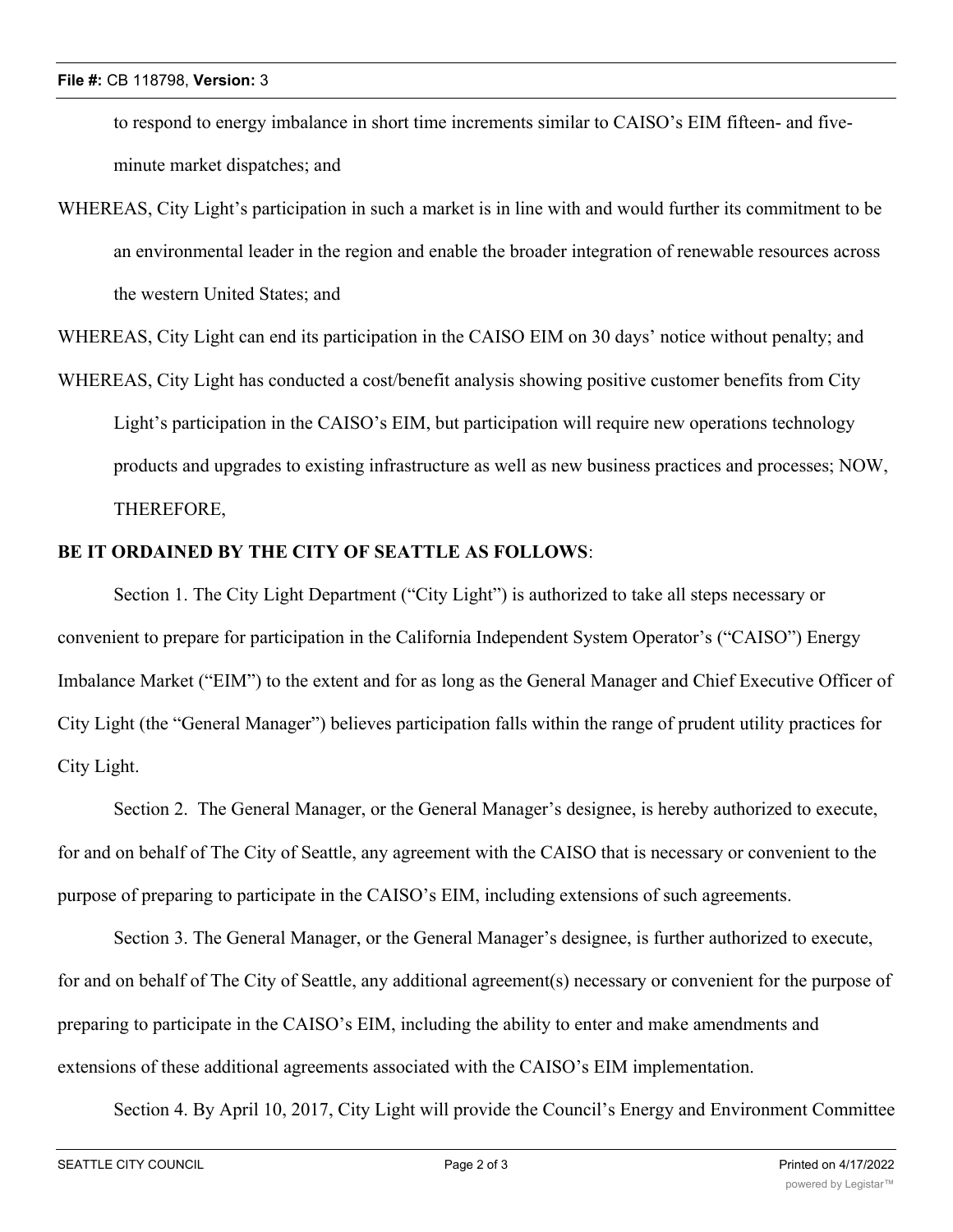to respond to energy imbalance in short time increments similar to CAISO's EIM fifteen- and five-minute market dispatches; and

WHEREAS, City Light's participation in such a market is in line with and would further its commitment to be an environmental leader in the region and enable the broader integration of renewable resources across the western United States; and

WHEREAS, City Light can end its participation in the CAISO EIM on 30 days' notice without penalty; and

WHEREAS, City Light has conducted a cost/benefit analysis showing positive customer benefits from City Light's participation in the CAISO's EIM, but participation will require new operations technology products and upgrades to existing infrastructure as well as new business practices and processes; NOW, THEREFORE,

**BE IT ORDAINED BY THE CITY OF SEATTLE AS FOLLOWS**:

Section 1. The City Light Department ("City Light") is authorized to take all steps necessary or convenient to prepare for participation in the California Independent System Operator's ("CAISO") Energy Imbalance Market ("EIM") to the extent and for as long as the General Manager and Chief Executive Officer of City Light (the "General Manager") believes participation falls within the range of prudent utility practices for City Light.

Section 2. The General Manager, or the General Manager's designee, is hereby authorized to execute, for and on behalf of The City of Seattle, any agreement with the CAISO that is necessary or convenient to the purpose of preparing to participate in the CAISO's EIM, including extensions of such agreements.

Section 3. The General Manager, or the General Manager's designee, is further authorized to execute, for and on behalf of The City of Seattle, any additional agreement(s) necessary or convenient for the purpose of preparing to participate in the CAISO's EIM, including the ability to enter and make amendments and extensions of these additional agreements associated with the CAISO's EIM implementation.

Section 4. By April 10, 2017, City Light will provide the Council's Energy and Environment Committee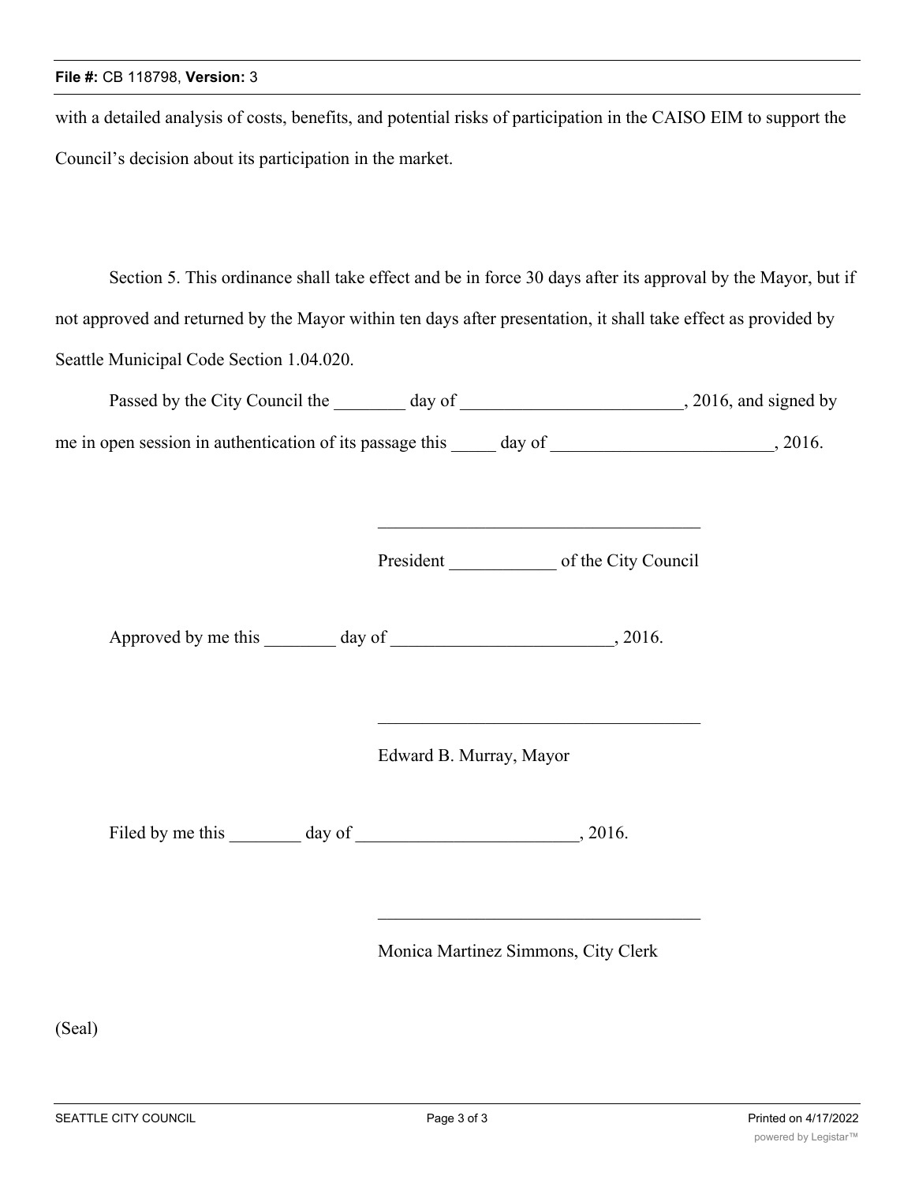with a detailed analysis of costs, benefits, and potential risks of participation in the CAISO EIM to support the Council's decision about its participation in the market.

Section 5. This ordinance shall take effect and be in force 30 days after its approval by the Mayor, but if not approved and returned by the Mayor within ten days after presentation, it shall take effect as provided by Seattle Municipal Code Section 1.04.020.

Passed by the City Council the ________ day of _________________________, 2016, and signed by me in open session in authentication of its passage this _____ day of _________________________, 2016.

_____________________________________

President ____________ of the City Council

Approved by me this ________ day of _________________________, 2016.

_____________________________________

Edward B. Murray, Mayor

Filed by me this ________ day of _________________________, 2016.

_____________________________________

Monica Martinez Simmons, City Clerk

(Seal)